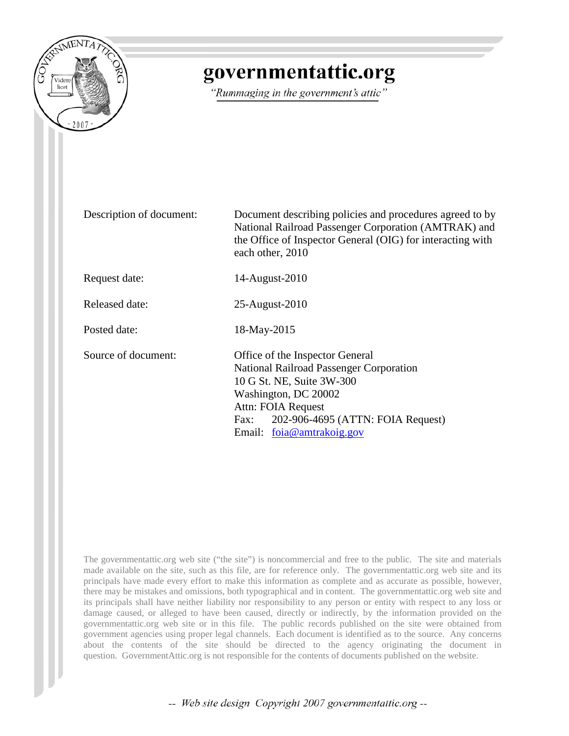# governmentattic.org

*"Rummaging in the government's attic"*

| | |
|---|---|
| Description of document: | Document describing policies and procedures agreed to by National Railroad Passenger Corporation (AMTRAK) and the Office of Inspector General (OIG) for interacting with each other, 2010 |
| Request date: | 14-August-2010 |
| Released date: | 25-August-2010 |
| Posted date: | 18-May-2015 |
| Source of document: | Office of the Inspector General<br>National Railroad Passenger Corporation<br>10 G St. NE, Suite 3W-300<br>Washington, DC 20002<br>Attn: FOIA Request<br>Fax: 202-906-4695 (ATTN: FOIA Request)<br>Email: foia@amtrakoig.gov |

The governmentattic.org web site ("the site") is noncommercial and free to the public. The site and materials made available on the site, such as this file, are for reference only. The governmentattic.org web site and its principals have made every effort to make this information as complete and as accurate as possible, however, there may be mistakes and omissions, both typographical and in content. The governmentattic.org web site and its principals shall have neither liability nor responsibility to any person or entity with respect to any loss or damage caused, or alleged to have been caused, directly or indirectly, by the information provided on the governmentattic.org web site or in this file. The public records published on the site were obtained from government agencies using proper legal channels. Each document is identified as to the source. Any concerns about the contents of the site should be directed to the agency originating the document in question. GovernmentAttic.org is not responsible for the contents of documents published on the website.

-- Web site design Copyright 2007 governmentattic.org --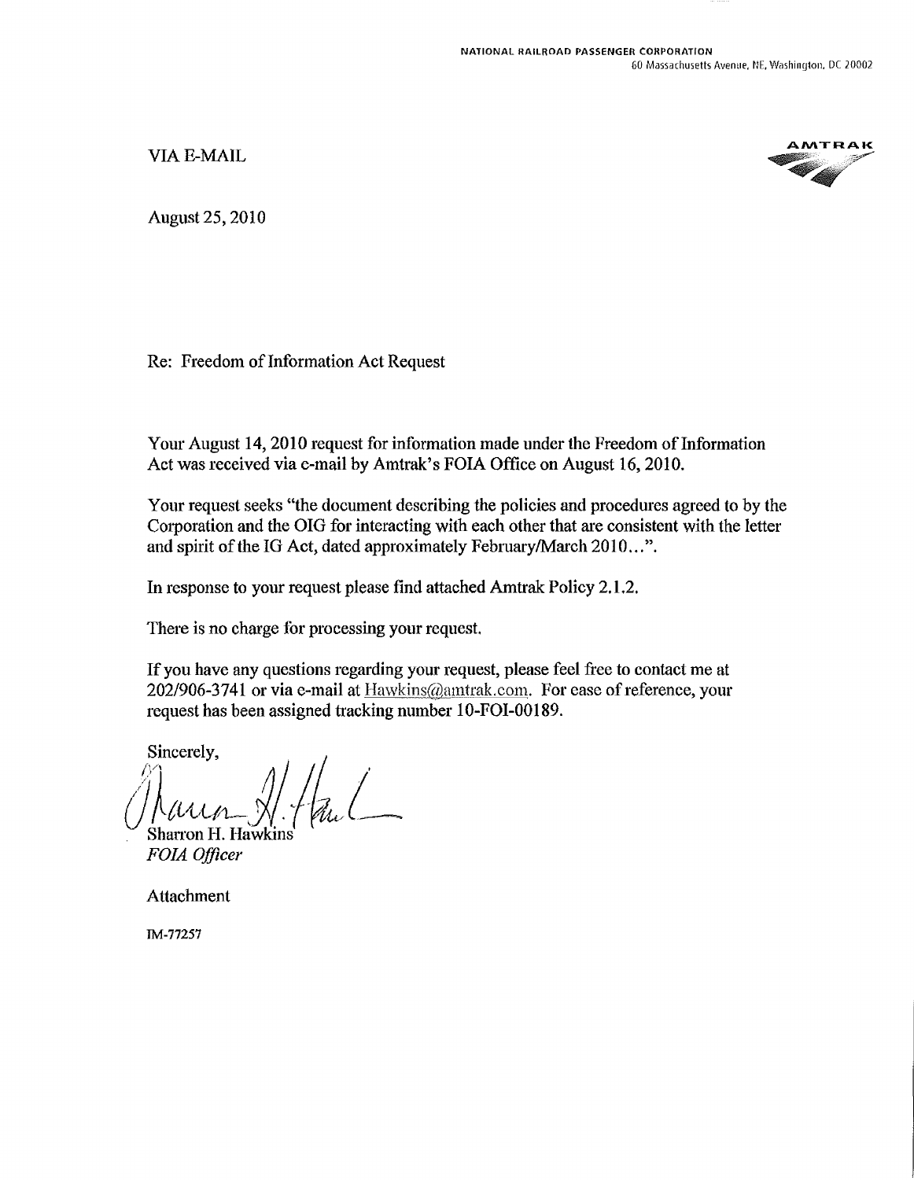NATIONAL RAILROAD PASSENGER CORPORATION
60 Massachusetts Avenue, NE, Washington, DC 20002

AMTRAK

VIA E-MAIL

August 25, 2010

Re: Freedom of Information Act Request

Your August 14, 2010 request for information made under the Freedom of Information Act was received via e-mail by Amtrak's FOIA Office on August 16, 2010.

Your request seeks "the document describing the policies and procedures agreed to by the Corporation and the OIG for interacting with each other that are consistent with the letter and spirit of the IG Act, dated approximately February/March 2010...".

In response to your request please find attached Amtrak Policy 2.1.2.

There is no charge for processing your request.

If you have any questions regarding your request, please feel free to contact me at 202/906-3741 or via e-mail at Hawkins@amtrak.com. For ease of reference, your request has been assigned tracking number 10-FOI-00189.

Sincerely,

Sharron H. Hawkins
*FOIA Officer*

Attachment

IM-77257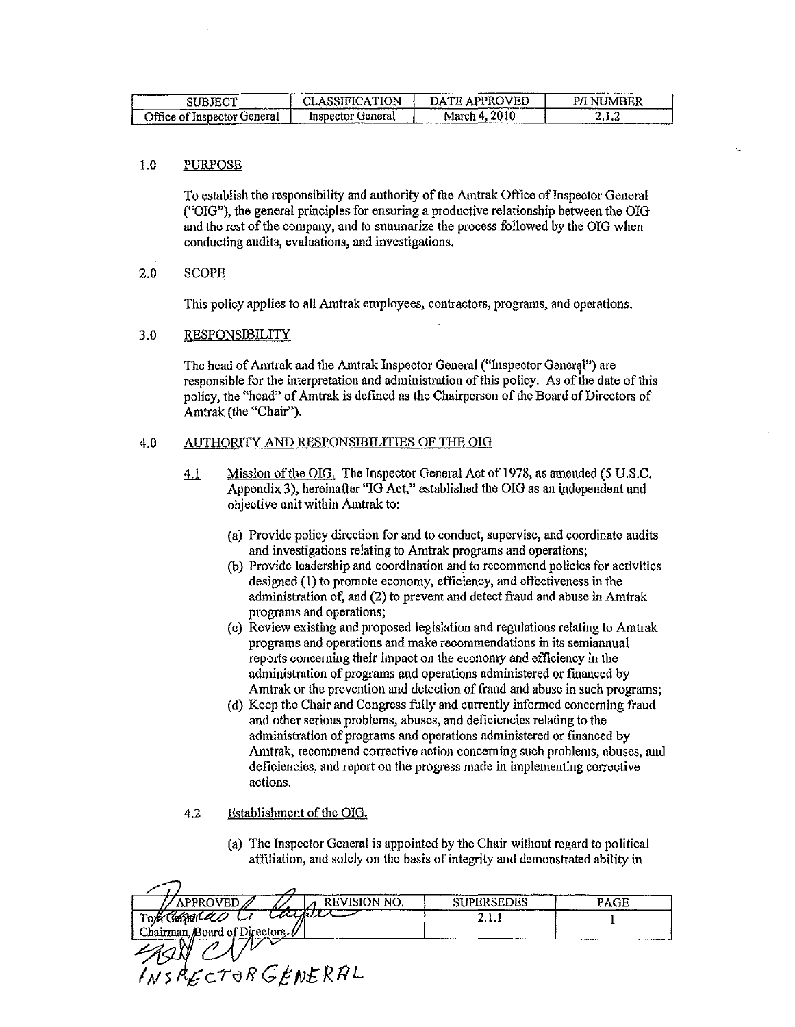| SUBJECT | CLASSIFICATION | DATE APPROVED | P/I NUMBER |
|---|---|---|---|
| Office of Inspector General | Inspector General | March 4, 2010 | 2.1.2 |

## 1.0 PURPOSE

To establish the responsibility and authority of the Amtrak Office of Inspector General ("OIG"), the general principles for ensuring a productive relationship between the OIG and the rest of the company, and to summarize the process followed by the OIG when conducting audits, evaluations, and investigations.

## 2.0 SCOPE

This policy applies to all Amtrak employees, contractors, programs, and operations.

## 3.0 RESPONSIBILITY

The head of Amtrak and the Amtrak Inspector General ("Inspector General") are responsible for the interpretation and administration of this policy. As of the date of this policy, the "head" of Amtrak is defined as the Chairperson of the Board of Directors of Amtrak (the "Chair").

## 4.0 AUTHORITY AND RESPONSIBILITIES OF THE OIG

4.1 Mission of the OIG. The Inspector General Act of 1978, as amended (5 U.S.C. Appendix 3), hereinafter "IG Act," established the OIG as an independent and objective unit within Amtrak to:

(a) Provide policy direction for and to conduct, supervise, and coordinate audits and investigations relating to Amtrak programs and operations;

(b) Provide leadership and coordination and to recommend policies for activities designed (1) to promote economy, efficiency, and effectiveness in the administration of, and (2) to prevent and detect fraud and abuse in Amtrak programs and operations;

(c) Review existing and proposed legislation and regulations relating to Amtrak programs and operations and make recommendations in its semiannual reports concerning their impact on the economy and efficiency in the administration of programs and operations administered or financed by Amtrak or the prevention and detection of fraud and abuse in such programs;

(d) Keep the Chair and Congress fully and currently informed concerning fraud and other serious problems, abuses, and deficiencies relating to the administration of programs and operations administered or financed by Amtrak, recommend corrective action concerning such problems, abuses, and deficiencies, and report on the progress made in implementing corrective actions.

4.2 Establishment of the OIG.

(a) The Inspector General is appointed by the Chair without regard to political affiliation, and solely on the basis of integrity and demonstrated ability in

| APPROVED | REVISION NO. | SUPERSEDES | PAGE |
|---|---|---|---|
| Tom Carper, Chairman, Board of Directors | | 2.1.1 | 1 |

INSPECTOR GENERAL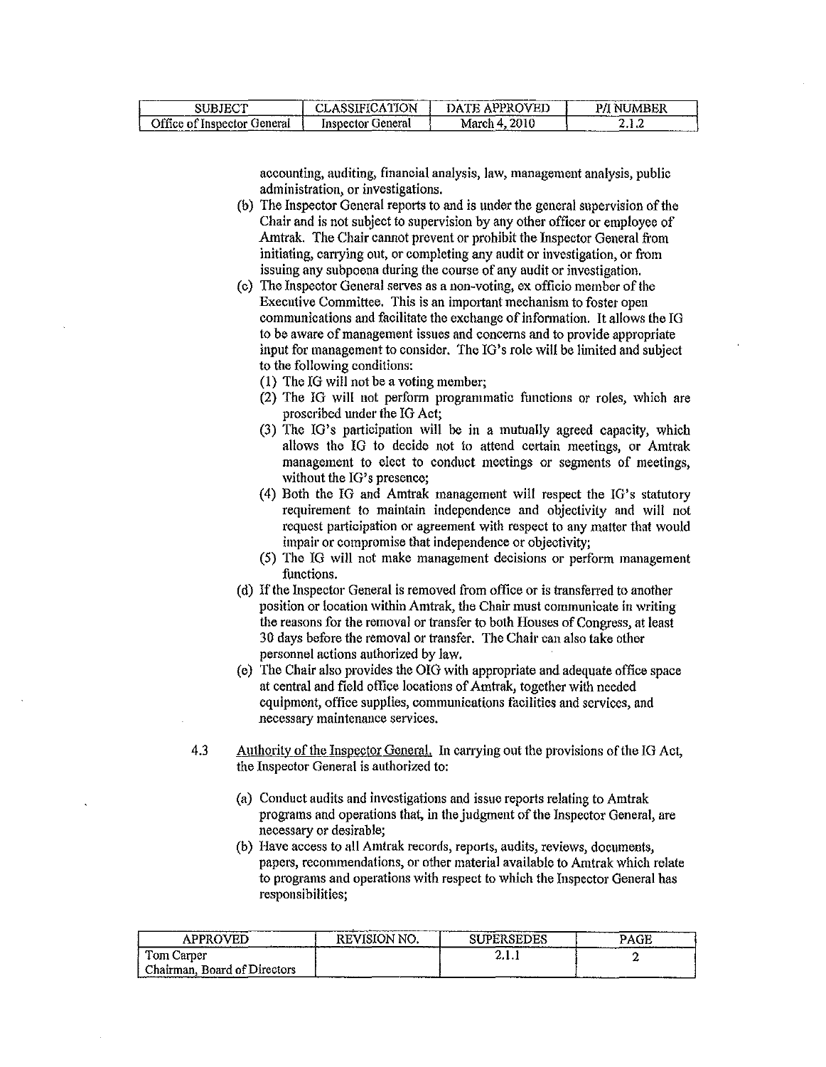accounting, auditing, financial analysis, law, management analysis, public administration, or investigations.

(b) The Inspector General reports to and is under the general supervision of the Chair and is not subject to supervision by any other officer or employee of Amtrak. The Chair cannot prevent or prohibit the Inspector General from initiating, carrying out, or completing any audit or investigation, or from issuing any subpoena during the course of any audit or investigation.

(c) The Inspector General serves as a non-voting, ex officio member of the Executive Committee. This is an important mechanism to foster open communications and facilitate the exchange of information. It allows the IG to be aware of management issues and concerns and to provide appropriate input for management to consider. The IG's role will be limited and subject to the following conditions:

   (1) The IG will not be a voting member;
   (2) The IG will not perform programmatic functions or roles, which are proscribed under the IG Act;
   (3) The IG's participation will be in a mutually agreed capacity, which allows the IG to decide not to attend certain meetings, or Amtrak management to elect to conduct meetings or segments of meetings, without the IG's presence;
   (4) Both the IG and Amtrak management will respect the IG's statutory requirement to maintain independence and objectivity and will not request participation or agreement with respect to any matter that would impair or compromise that independence or objectivity;
   (5) The IG will not make management decisions or perform management functions.

(d) If the Inspector General is removed from office or is transferred to another position or location within Amtrak, the Chair must communicate in writing the reasons for the removal or transfer to both Houses of Congress, at least 30 days before the removal or transfer. The Chair can also take other personnel actions authorized by law.

(e) The Chair also provides the OIG with appropriate and adequate office space at central and field office locations of Amtrak, together with needed equipment, office supplies, communications facilities and services, and necessary maintenance services.

4.3 Authority of the Inspector General. In carrying out the provisions of the IG Act, the Inspector General is authorized to:

(a) Conduct audits and investigations and issue reports relating to Amtrak programs and operations that, in the judgment of the Inspector General, are necessary or desirable;

(b) Have access to all Amtrak records, reports, audits, reviews, documents, papers, recommendations, or other material available to Amtrak which relate to programs and operations with respect to which the Inspector General has responsibilities;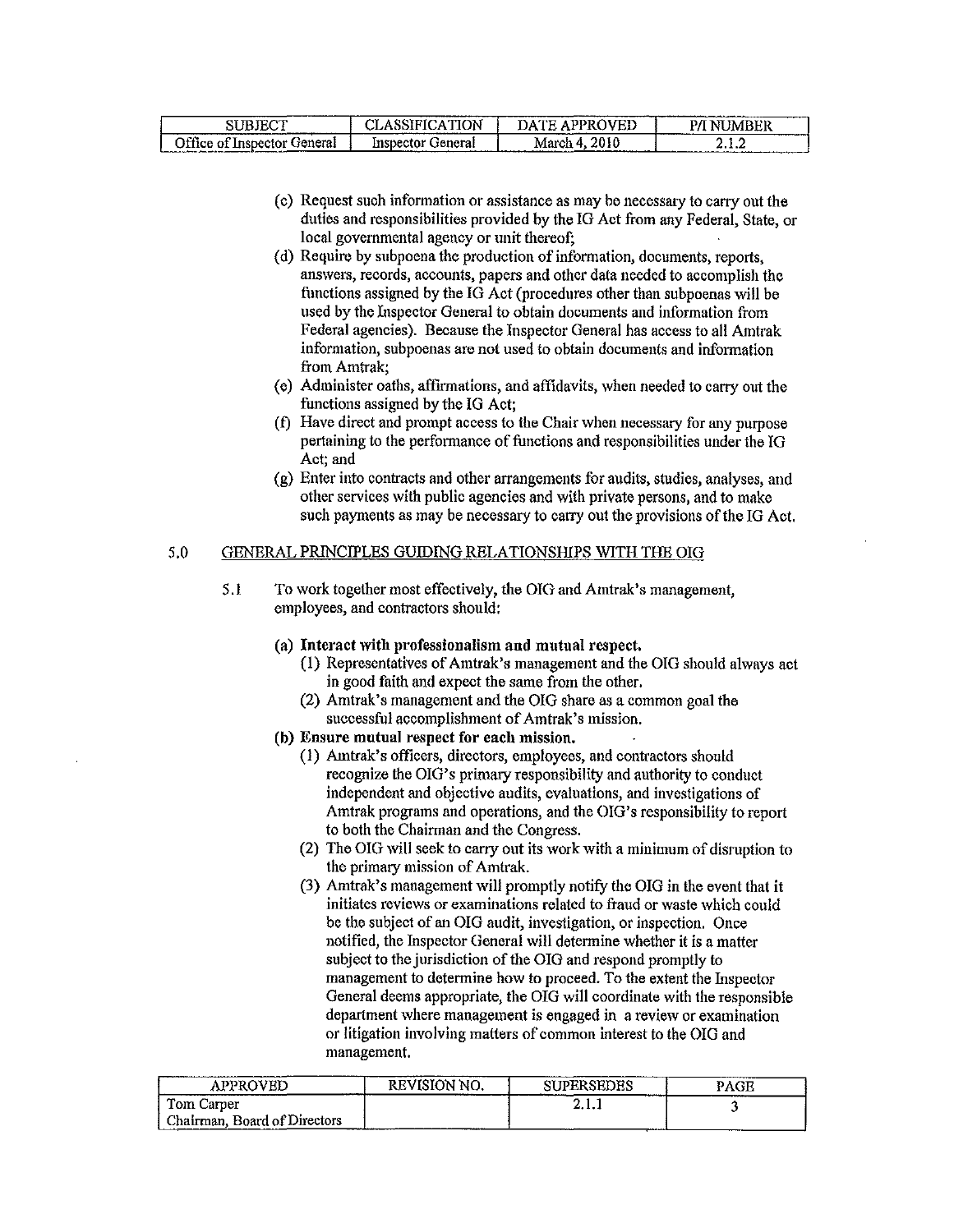(c) Request such information or assistance as may be necessary to carry out the duties and responsibilities provided by the IG Act from any Federal, State, or local governmental agency or unit thereof;

(d) Require by subpoena the production of information, documents, reports, answers, records, accounts, papers and other data needed to accomplish the functions assigned by the IG Act (procedures other than subpoenas will be used by the Inspector General to obtain documents and information from Federal agencies). Because the Inspector General has access to all Amtrak information, subpoenas are not used to obtain documents and information from Amtrak;

(e) Administer oaths, affirmations, and affidavits, when needed to carry out the functions assigned by the IG Act;

(f) Have direct and prompt access to the Chair when necessary for any purpose pertaining to the performance of functions and responsibilities under the IG Act; and

(g) Enter into contracts and other arrangements for audits, studies, analyses, and other services with public agencies and with private persons, and to make such payments as may be necessary to carry out the provisions of the IG Act.

## 5.0 GENERAL PRINCIPLES GUIDING RELATIONSHIPS WITH THE OIG

5.1 To work together most effectively, the OIG and Amtrak's management, employees, and contractors should:

**(a) Interact with professionalism and mutual respect.**

(1) Representatives of Amtrak's management and the OIG should always act in good faith and expect the same from the other.

(2) Amtrak's management and the OIG share as a common goal the successful accomplishment of Amtrak's mission.

**(b) Ensure mutual respect for each mission.**

(1) Amtrak's officers, directors, employees, and contractors should recognize the OIG's primary responsibility and authority to conduct independent and objective audits, evaluations, and investigations of Amtrak programs and operations, and the OIG's responsibility to report to both the Chairman and the Congress.

(2) The OIG will seek to carry out its work with a minimum of disruption to the primary mission of Amtrak.

(3) Amtrak's management will promptly notify the OIG in the event that it initiates reviews or examinations related to fraud or waste which could be the subject of an OIG audit, investigation, or inspection. Once notified, the Inspector General will determine whether it is a matter subject to the jurisdiction of the OIG and respond promptly to management to determine how to proceed. To the extent the Inspector General deems appropriate, the OIG will coordinate with the responsible department where management is engaged in a review or examination or litigation involving matters of common interest to the OIG and management.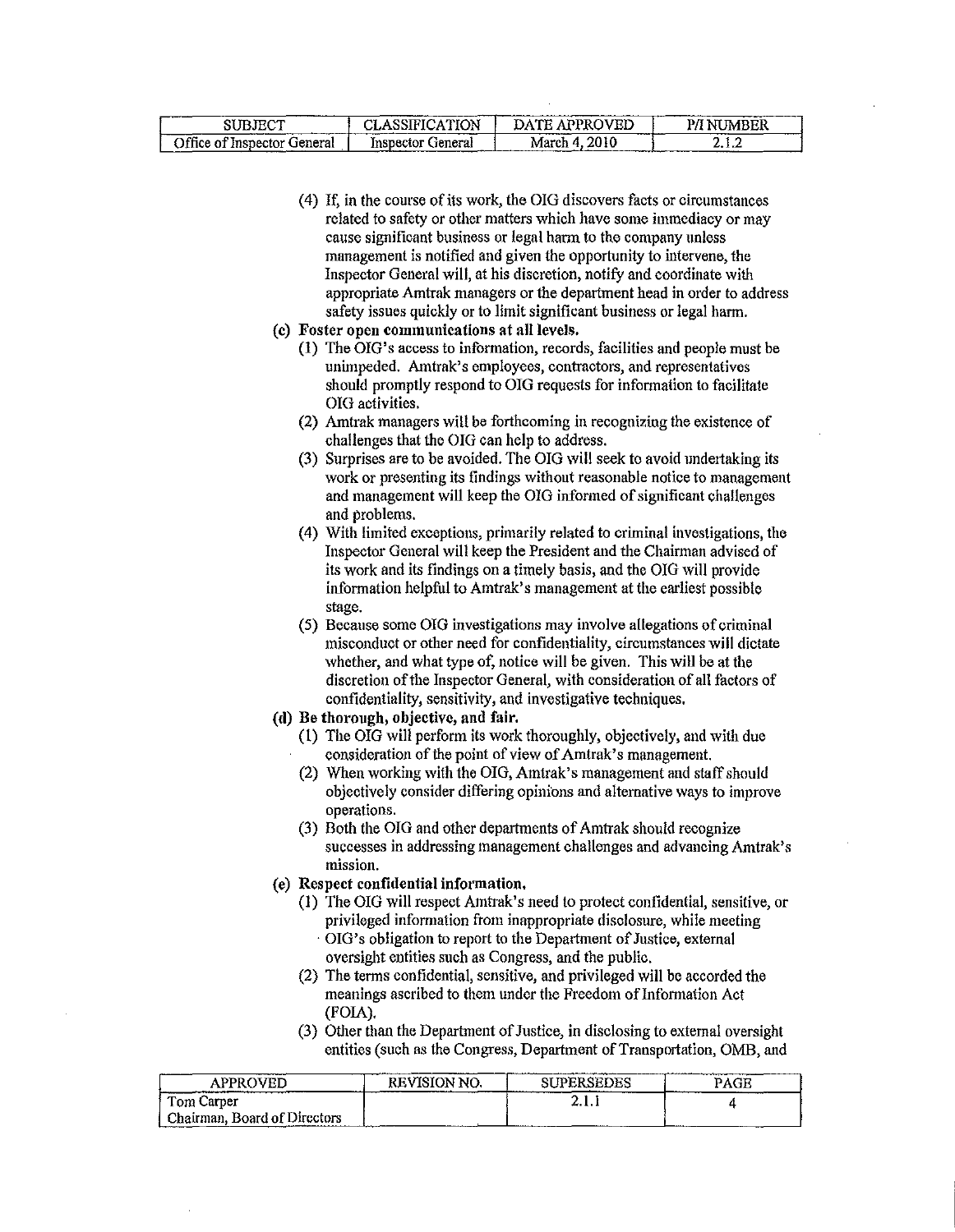(4) If, in the course of its work, the OIG discovers facts or circumstances related to safety or other matters which have some immediacy or may cause significant business or legal harm to the company unless management is notified and given the opportunity to intervene, the Inspector General will, at his discretion, notify and coordinate with appropriate Amtrak managers or the department head in order to address safety issues quickly or to limit significant business or legal harm.

**(c) Foster open communications at all levels.**

(1) The OIG's access to information, records, facilities and people must be unimpeded. Amtrak's employees, contractors, and representatives should promptly respond to OIG requests for information to facilitate OIG activities.

(2) Amtrak managers will be forthcoming in recognizing the existence of challenges that the OIG can help to address.

(3) Surprises are to be avoided. The OIG will seek to avoid undertaking its work or presenting its findings without reasonable notice to management and management will keep the OIG informed of significant challenges and problems.

(4) With limited exceptions, primarily related to criminal investigations, the Inspector General will keep the President and the Chairman advised of its work and its findings on a timely basis, and the OIG will provide information helpful to Amtrak's management at the earliest possible stage.

(5) Because some OIG investigations may involve allegations of criminal misconduct or other need for confidentiality, circumstances will dictate whether, and what type of, notice will be given. This will be at the discretion of the Inspector General, with consideration of all factors of confidentiality, sensitivity, and investigative techniques.

**(d) Be thorough, objective, and fair.**

(1) The OIG will perform its work thoroughly, objectively, and with due consideration of the point of view of Amtrak's management.

(2) When working with the OIG, Amtrak's management and staff should objectively consider differing opinions and alternative ways to improve operations.

(3) Both the OIG and other departments of Amtrak should recognize successes in addressing management challenges and advancing Amtrak's mission.

**(e) Respect confidential information.**

(1) The OIG will respect Amtrak's need to protect confidential, sensitive, or privileged information from inappropriate disclosure, while meeting OIG's obligation to report to the Department of Justice, external oversight entities such as Congress, and the public.

(2) The terms confidential, sensitive, and privileged will be accorded the meanings ascribed to them under the Freedom of Information Act (FOIA).

(3) Other than the Department of Justice, in disclosing to external oversight entities (such as the Congress, Department of Transportation, OMB, and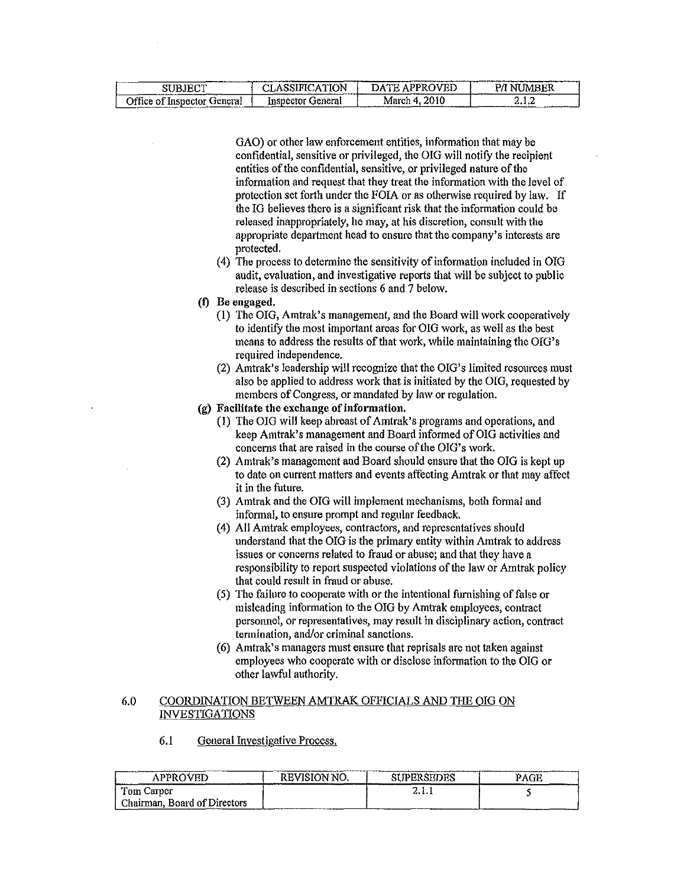GAO) or other law enforcement entities, information that may be confidential, sensitive or privileged, the OIG will notify the recipient entities of the confidential, sensitive, or privileged nature of the information and request that they treat the information with the level of protection set forth under the FOIA or as otherwise required by law. If the IG believes there is a significant risk that the information could be released inappropriately, he may, at his discretion, consult with the appropriate department head to ensure that the company's interests are protected.

(4) The process to determine the sensitivity of information included in OIG audit, evaluation, and investigative reports that will be subject to public release is described in sections 6 and 7 below.

**(f) Be engaged.**

(1) The OIG, Amtrak's management, and the Board will work cooperatively to identify the most important areas for OIG work, as well as the best means to address the results of that work, while maintaining the OIG's required independence.

(2) Amtrak's leadership will recognize that the OIG's limited resources must also be applied to address work that is initiated by the OIG, requested by members of Congress, or mandated by law or regulation.

**(g) Facilitate the exchange of information.**

(1) The OIG will keep abreast of Amtrak's programs and operations, and keep Amtrak's management and Board informed of OIG activities and concerns that are raised in the course of the OIG's work.

(2) Amtrak's management and Board should ensure that the OIG is kept up to date on current matters and events affecting Amtrak or that may affect it in the future.

(3) Amtrak and the OIG will implement mechanisms, both formal and informal, to ensure prompt and regular feedback.

(4) All Amtrak employees, contractors, and representatives should understand that the OIG is the primary entity within Amtrak to address issues or concerns related to fraud or abuse; and that they have a responsibility to report suspected violations of the law or Amtrak policy that could result in fraud or abuse.

(5) The failure to cooperate with or the intentional furnishing of false or misleading information to the OIG by Amtrak employees, contract personnel, or representatives, may result in disciplinary action, contract termination, and/or criminal sanctions.

(6) Amtrak's managers must ensure that reprisals are not taken against employees who cooperate with or disclose information to the OIG or other lawful authority.

## 6.0 COORDINATION BETWEEN AMTRAK OFFICIALS AND THE OIG ON INVESTIGATIONS

### 6.1 General Investigative Process.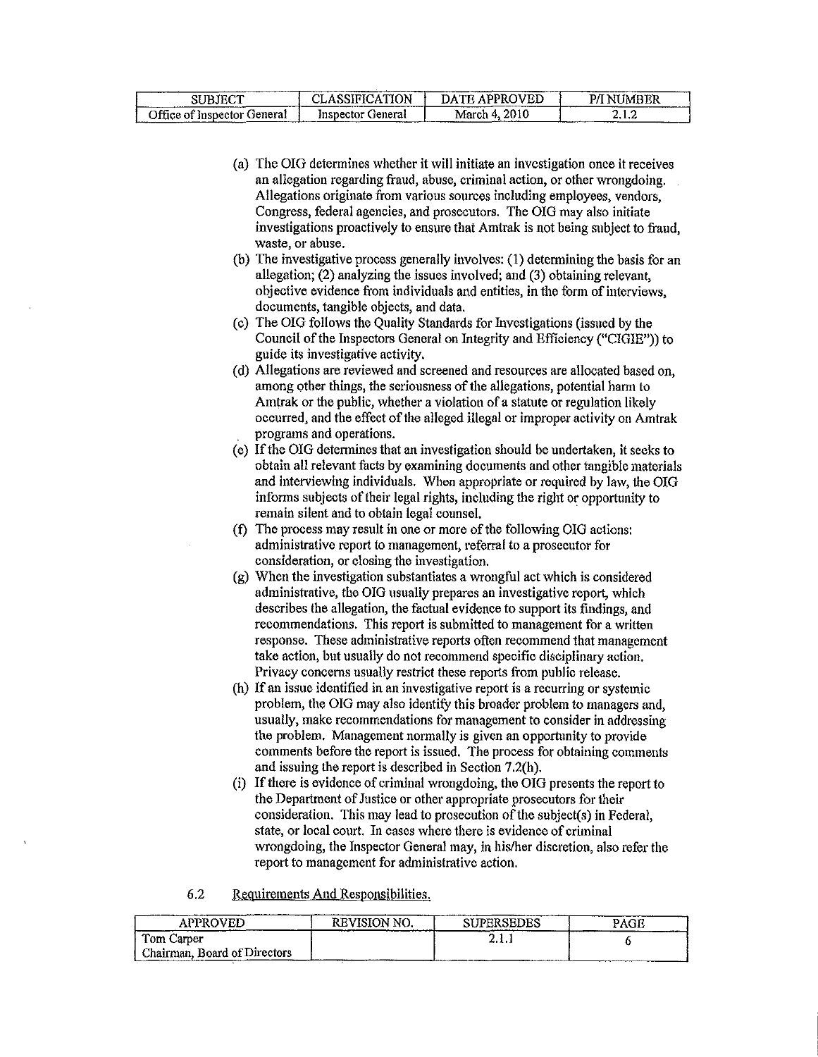(a) The OIG determines whether it will initiate an investigation once it receives an allegation regarding fraud, abuse, criminal action, or other wrongdoing. Allegations originate from various sources including employees, vendors, Congress, federal agencies, and prosecutors. The OIG may also initiate investigations proactively to ensure that Amtrak is not being subject to fraud, waste, or abuse.

(b) The investigative process generally involves: (1) determining the basis for an allegation; (2) analyzing the issues involved; and (3) obtaining relevant, objective evidence from individuals and entities, in the form of interviews, documents, tangible objects, and data.

(c) The OIG follows the Quality Standards for Investigations (issued by the Council of the Inspectors General on Integrity and Efficiency ("CIGIE")) to guide its investigative activity.

(d) Allegations are reviewed and screened and resources are allocated based on, among other things, the seriousness of the allegations, potential harm to Amtrak or the public, whether a violation of a statute or regulation likely occurred, and the effect of the alleged illegal or improper activity on Amtrak programs and operations.

(e) If the OIG determines that an investigation should be undertaken, it seeks to obtain all relevant facts by examining documents and other tangible materials and interviewing individuals. When appropriate or required by law, the OIG informs subjects of their legal rights, including the right or opportunity to remain silent and to obtain legal counsel.

(f) The process may result in one or more of the following OIG actions: administrative report to management, referral to a prosecutor for consideration, or closing the investigation.

(g) When the investigation substantiates a wrongful act which is considered administrative, the OIG usually prepares an investigative report, which describes the allegation, the factual evidence to support its findings, and recommendations. This report is submitted to management for a written response. These administrative reports often recommend that management take action, but usually do not recommend specific disciplinary action. Privacy concerns usually restrict these reports from public release.

(h) If an issue identified in an investigative report is a recurring or systemic problem, the OIG may also identify this broader problem to managers and, usually, make recommendations for management to consider in addressing the problem. Management normally is given an opportunity to provide comments before the report is issued. The process for obtaining comments and issuing the report is described in Section 7.2(h).

(i) If there is evidence of criminal wrongdoing, the OIG presents the report to the Department of Justice or other appropriate prosecutors for their consideration. This may lead to prosecution of the subject(s) in Federal, state, or local court. In cases where there is evidence of criminal wrongdoing, the Inspector General may, in his/her discretion, also refer the report to management for administrative action.

6.2 Requirements And Responsibilities.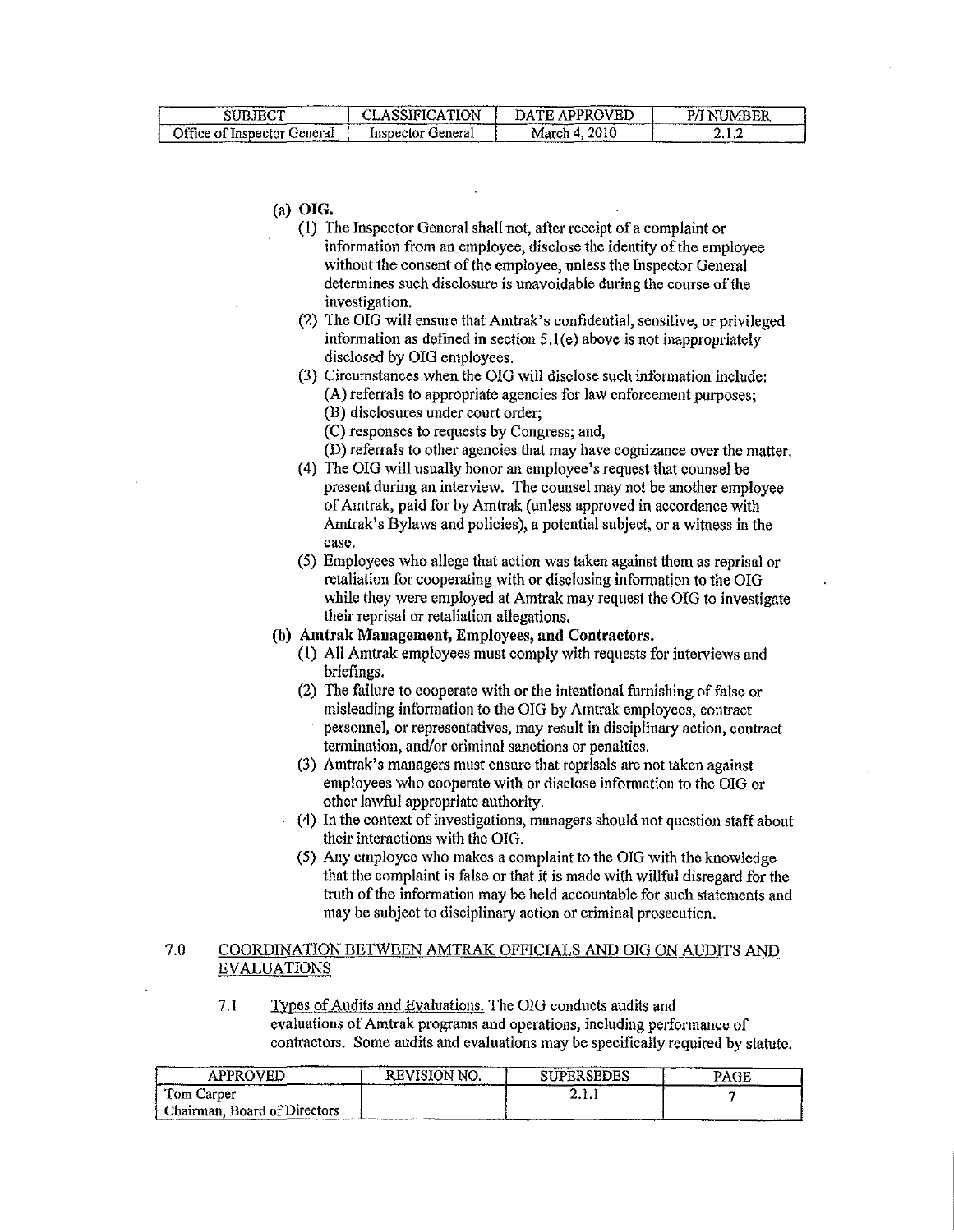(a) **OIG.**

(1) The Inspector General shall not, after receipt of a complaint or information from an employee, disclose the identity of the employee without the consent of the employee, unless the Inspector General determines such disclosure is unavoidable during the course of the investigation.

(2) The OIG will ensure that Amtrak's confidential, sensitive, or privileged information as defined in section 5.1(e) above is not inappropriately disclosed by OIG employees.

(3) Circumstances when the OIG will disclose such information include:
(A) referrals to appropriate agencies for law enforcement purposes;
(B) disclosures under court order;
(C) responses to requests by Congress; and,
(D) referrals to other agencies that may have cognizance over the matter.

(4) The OIG will usually honor an employee's request that counsel be present during an interview. The counsel may not be another employee of Amtrak, paid for by Amtrak (unless approved in accordance with Amtrak's Bylaws and policies), a potential subject, or a witness in the case.

(5) Employees who allege that action was taken against them as reprisal or retaliation for cooperating with or disclosing information to the OIG while they were employed at Amtrak may request the OIG to investigate their reprisal or retaliation allegations.

(b) **Amtrak Management, Employees, and Contractors.**

(1) All Amtrak employees must comply with requests for interviews and briefings.

(2) The failure to cooperate with or the intentional furnishing of false or misleading information to the OIG by Amtrak employees, contract personnel, or representatives, may result in disciplinary action, contract termination, and/or criminal sanctions or penalties.

(3) Amtrak's managers must ensure that reprisals are not taken against employees who cooperate with or disclose information to the OIG or other lawful appropriate authority.

(4) In the context of investigations, managers should not question staff about their interactions with the OIG.

(5) Any employee who makes a complaint to the OIG with the knowledge that the complaint is false or that it is made with willful disregard for the truth of the information may be held accountable for such statements and may be subject to disciplinary action or criminal prosecution.

## 7.0 COORDINATION BETWEEN AMTRAK OFFICIALS AND OIG ON AUDITS AND EVALUATIONS

7.1 Types of Audits and Evaluations. The OIG conducts audits and evaluations of Amtrak programs and operations, including performance of contractors. Some audits and evaluations may be specifically required by statute.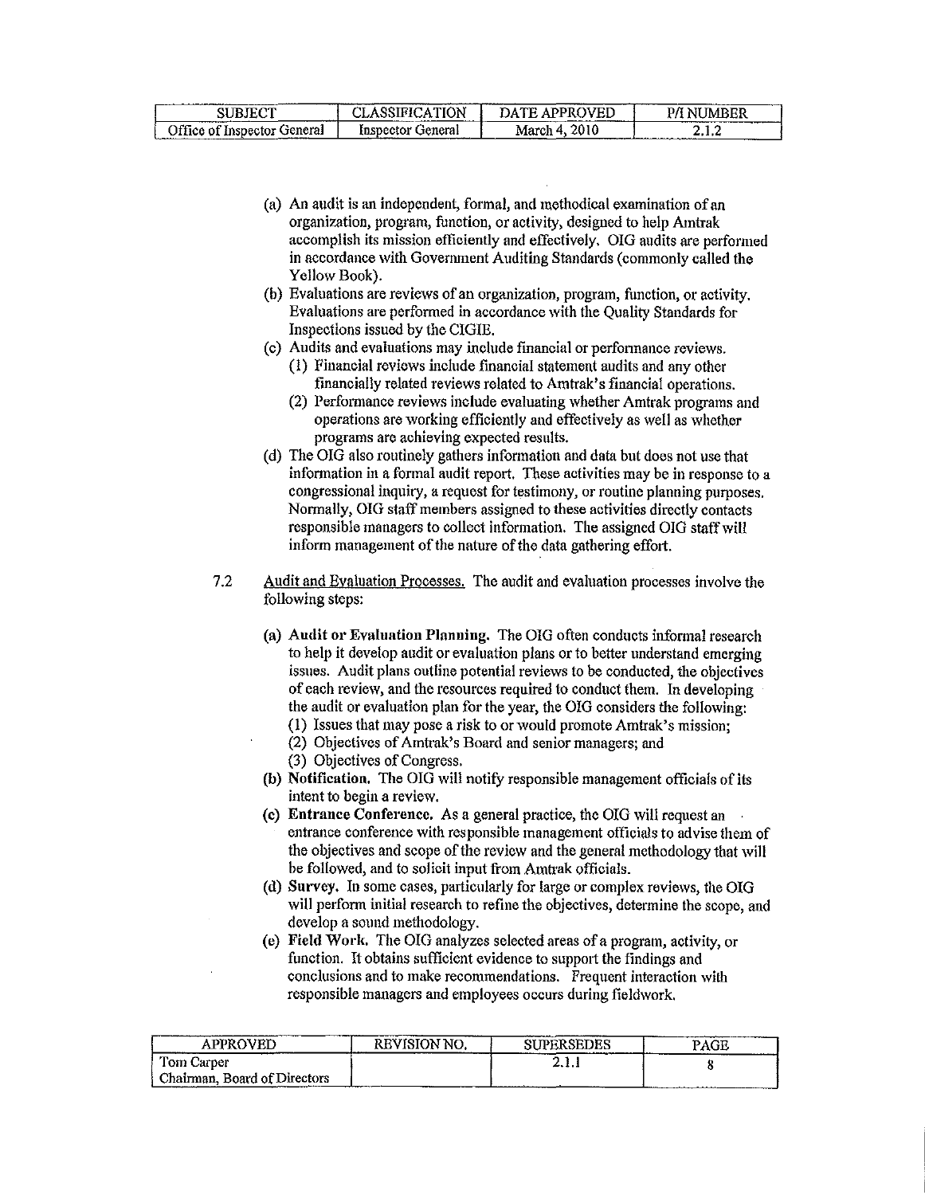(a) An audit is an independent, formal, and methodical examination of an organization, program, function, or activity, designed to help Amtrak accomplish its mission efficiently and effectively. OIG audits are performed in accordance with Government Auditing Standards (commonly called the Yellow Book).

(b) Evaluations are reviews of an organization, program, function, or activity. Evaluations are performed in accordance with the Quality Standards for Inspections issued by the CIGIE.

(c) Audits and evaluations may include financial or performance reviews.

  (1) Financial reviews include financial statement audits and any other financially related reviews related to Amtrak's financial operations.

  (2) Performance reviews include evaluating whether Amtrak programs and operations are working efficiently and effectively as well as whether programs are achieving expected results.

(d) The OIG also routinely gathers information and data but does not use that information in a formal audit report. These activities may be in response to a congressional inquiry, a request for testimony, or routine planning purposes. Normally, OIG staff members assigned to these activities directly contacts responsible managers to collect information. The assigned OIG staff will inform management of the nature of the data gathering effort.

7.2 Audit and Evaluation Processes. The audit and evaluation processes involve the following steps:

(a) **Audit or Evaluation Planning.** The OIG often conducts informal research to help it develop audit or evaluation plans or to better understand emerging issues. Audit plans outline potential reviews to be conducted, the objectives of each review, and the resources required to conduct them. In developing the audit or evaluation plan for the year, the OIG considers the following:

  (1) Issues that may pose a risk to or would promote Amtrak's mission;

  (2) Objectives of Amtrak's Board and senior managers; and

  (3) Objectives of Congress.

(b) **Notification.** The OIG will notify responsible management officials of its intent to begin a review.

(c) **Entrance Conference.** As a general practice, the OIG will request an entrance conference with responsible management officials to advise them of the objectives and scope of the review and the general methodology that will be followed, and to solicit input from Amtrak officials.

(d) **Survey.** In some cases, particularly for large or complex reviews, the OIG will perform initial research to refine the objectives, determine the scope, and develop a sound methodology.

(e) **Field Work.** The OIG analyzes selected areas of a program, activity, or function. It obtains sufficient evidence to support the findings and conclusions and to make recommendations. Frequent interaction with responsible managers and employees occurs during fieldwork.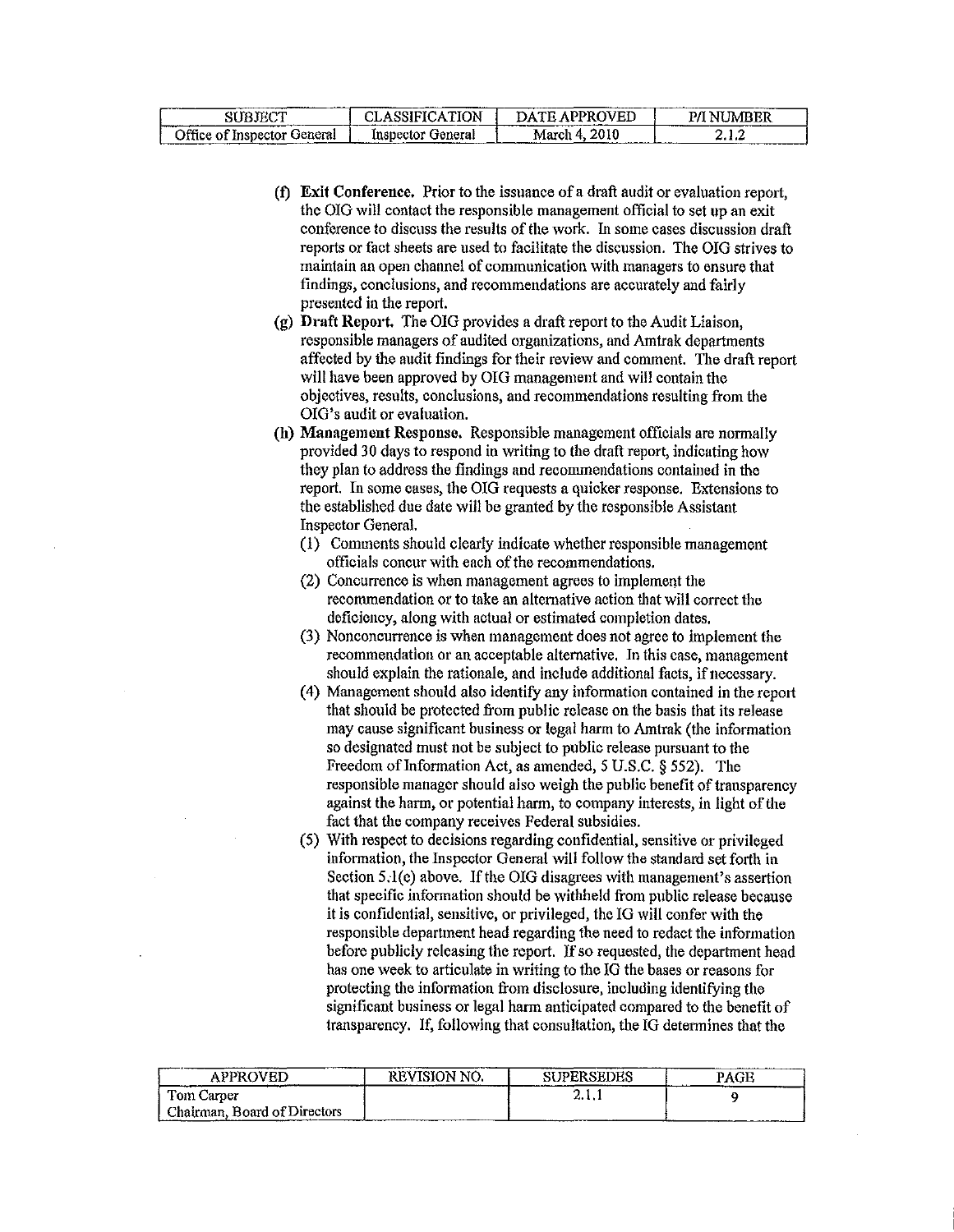(f) **Exit Conference.** Prior to the issuance of a draft audit or evaluation report, the OIG will contact the responsible management official to set up an exit conference to discuss the results of the work. In some cases discussion draft reports or fact sheets are used to facilitate the discussion. The OIG strives to maintain an open channel of communication with managers to ensure that findings, conclusions, and recommendations are accurately and fairly presented in the report.

(g) **Draft Report.** The OIG provides a draft report to the Audit Liaison, responsible managers of audited organizations, and Amtrak departments affected by the audit findings for their review and comment. The draft report will have been approved by OIG management and will contain the objectives, results, conclusions, and recommendations resulting from the OIG's audit or evaluation.

(h) **Management Response.** Responsible management officials are normally provided 30 days to respond in writing to the draft report, indicating how they plan to address the findings and recommendations contained in the report. In some cases, the OIG requests a quicker response. Extensions to the established due date will be granted by the responsible Assistant Inspector General.

(1) Comments should clearly indicate whether responsible management officials concur with each of the recommendations.

(2) Concurrence is when management agrees to implement the recommendation or to take an alternative action that will correct the deficiency, along with actual or estimated completion dates.

(3) Nonconcurrence is when management does not agree to implement the recommendation or an acceptable alternative. In this case, management should explain the rationale, and include additional facts, if necessary.

(4) Management should also identify any information contained in the report that should be protected from public release on the basis that its release may cause significant business or legal harm to Amtrak (the information so designated must not be subject to public release pursuant to the Freedom of Information Act, as amended, 5 U.S.C. § 552). The responsible manager should also weigh the public benefit of transparency against the harm, or potential harm, to company interests, in light of the fact that the company receives Federal subsidies.

(5) With respect to decisions regarding confidential, sensitive or privileged information, the Inspector General will follow the standard set forth in Section 5.1(c) above. If the OIG disagrees with management's assertion that specific information should be withheld from public release because it is confidential, sensitive, or privileged, the IG will confer with the responsible department head regarding the need to redact the information before publicly releasing the report. If so requested, the department head has one week to articulate in writing to the IG the bases or reasons for protecting the information from disclosure, including identifying the significant business or legal harm anticipated compared to the benefit of transparency. If, following that consultation, the IG determines that the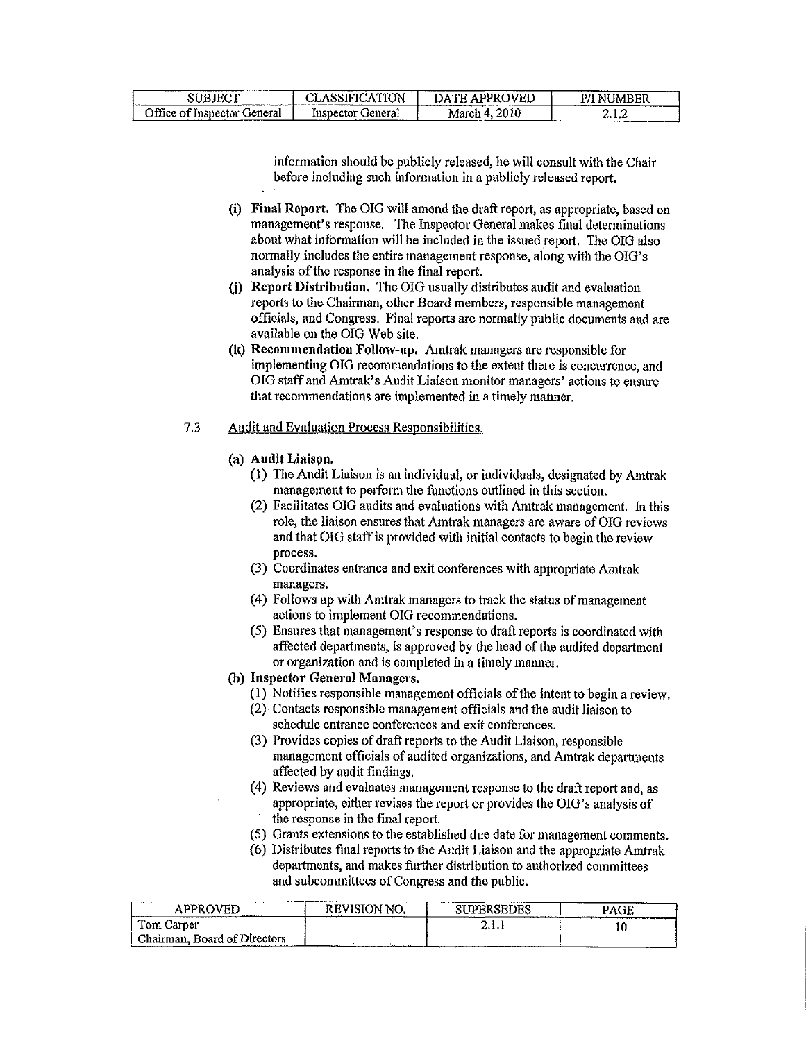information should be publicly released, he will consult with the Chair before including such information in a publicly released report.

**(i) Final Report.** The OIG will amend the draft report, as appropriate, based on management's response. The Inspector General makes final determinations about what information will be included in the issued report. The OIG also normally includes the entire management response, along with the OIG's analysis of the response in the final report.

**(j) Report Distribution.** The OIG usually distributes audit and evaluation reports to the Chairman, other Board members, responsible management officials, and Congress. Final reports are normally public documents and are available on the OIG Web site.

**(k) Recommendation Follow-up.** Amtrak managers are responsible for implementing OIG recommendations to the extent there is concurrence, and OIG staff and Amtrak's Audit Liaison monitor managers' actions to ensure that recommendations are implemented in a timely manner.

7.3 Audit and Evaluation Process Responsibilities.

**(a) Audit Liaison.**

(1) The Audit Liaison is an individual, or individuals, designated by Amtrak management to perform the functions outlined in this section.

(2) Facilitates OIG audits and evaluations with Amtrak management. In this role, the liaison ensures that Amtrak managers are aware of OIG reviews and that OIG staff is provided with initial contacts to begin the review process.

(3) Coordinates entrance and exit conferences with appropriate Amtrak managers.

(4) Follows up with Amtrak managers to track the status of management actions to implement OIG recommendations.

(5) Ensures that management's response to draft reports is coordinated with affected departments, is approved by the head of the audited department or organization and is completed in a timely manner.

**(b) Inspector General Managers.**

(1) Notifies responsible management officials of the intent to begin a review.

(2) Contacts responsible management officials and the audit liaison to schedule entrance conferences and exit conferences.

(3) Provides copies of draft reports to the Audit Liaison, responsible management officials of audited organizations, and Amtrak departments affected by audit findings.

(4) Reviews and evaluates management response to the draft report and, as appropriate, either revises the report or provides the OIG's analysis of the response in the final report.

(5) Grants extensions to the established due date for management comments.

(6) Distributes final reports to the Audit Liaison and the appropriate Amtrak departments, and makes further distribution to authorized committees and subcommittees of Congress and the public.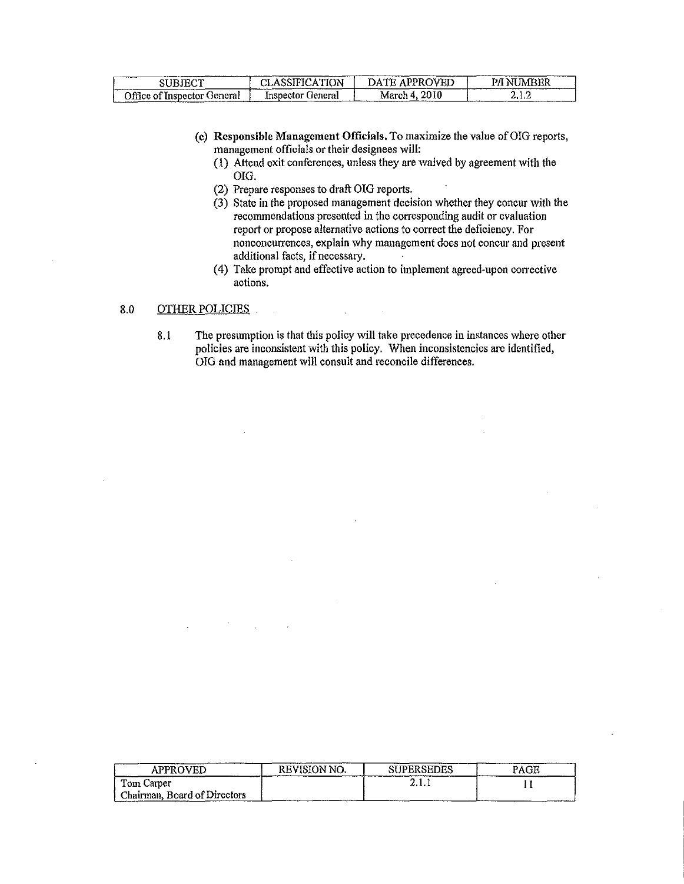(c) **Responsible Management Officials.** To maximize the value of OIG reports, management officials or their designees will:

(1) Attend exit conferences, unless they are waived by agreement with the OIG.

(2) Prepare responses to draft OIG reports.

(3) State in the proposed management decision whether they concur with the recommendations presented in the corresponding audit or evaluation report or propose alternative actions to correct the deficiency. For nonconcurrences, explain why management does not concur and present additional facts, if necessary.

(4) Take prompt and effective action to implement agreed-upon corrective actions.

## 8.0 OTHER POLICIES

8.1 The presumption is that this policy will take precedence in instances where other policies are inconsistent with this policy. When inconsistencies are identified, OIG and management will consult and reconcile differences.